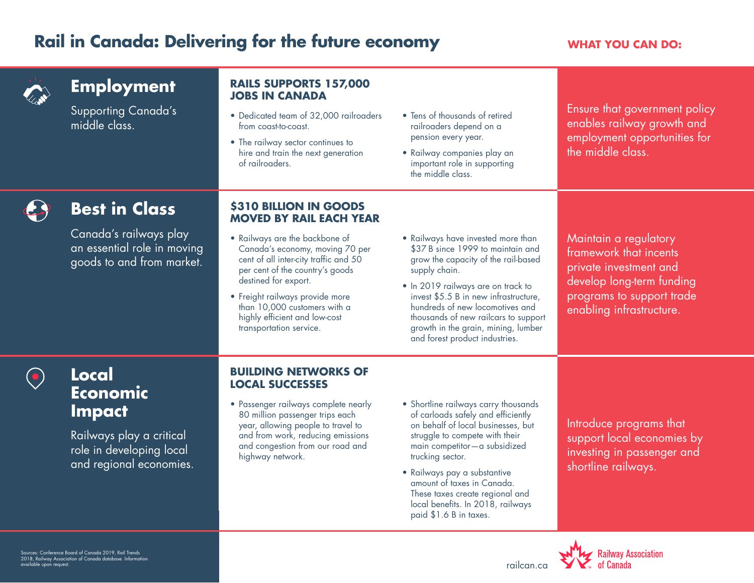# Rail in Canada: Delivering for the future economy

**WHAT YOU CAN DO:**

## Employment

Supporting Canada's middle class.

### RAILS SUPPORTS 157,000 JOBS IN CANADA

- Dedicated team of 32,000 railroaders from coast-to-coast.
- The railway sector continues to hire and train the next generation of railroaders.
- Tens of thousands of retired railroaders depend on a pension every year.
- Railway companies play an important role in supporting the middle class.

**What you can do:** Ensure that government policy enables railway growth and employment opportunities for the middle class.

## Best in Class

Canada's railways play an essential role in moving goods to and from market.

### $310 BILLION IN GOODS MOVED BY RAIL EACH YEAR

- Railways are the backbone of Canada's economy, moving 70 per cent of all inter-city traffic and 50 per cent of the country's goods destined for export.
- Freight railways provide more than 10,000 customers with a highly efficient and low-cost transportation service.
- Railways have invested more than $37 B since 1999 to maintain and grow the capacity of the rail-based supply chain.
- In 2019 railways are on track to invest $5.5 B in new infrastructure, hundreds of new locomotives and thousands of new railcars to support growth in the grain, mining, lumber and forest product industries.

**What you can do:** Maintain a regulatory framework that incents private investment and develop long-term funding programs to support trade enabling infrastructure.

## Local Economic Impact

Railways play a critical role in developing local and regional economies.

### BUILDING NETWORKS OF LOCAL SUCCESSES

- Passenger railways complete nearly 80 million passenger trips each year, allowing people to travel to and from work, reducing emissions and congestion from our road and highway network.
- Shortline railways carry thousands of carloads safely and efficiently on behalf of local businesses, but struggle to compete with their main competitor—a subsidized trucking sector.
- Railways pay a substantive amount of taxes in Canada. These taxes create regional and local benefits. In 2018, railways paid $1.6 B in taxes.

**What you can do:** Introduce programs that support local economies by investing in passenger and shortline railways.

Sources: Conference Board of Canada 2019, Rail Trends 2018, Railway Association of Canada database. Information available upon request.

railcan.ca

Railway Association of Canada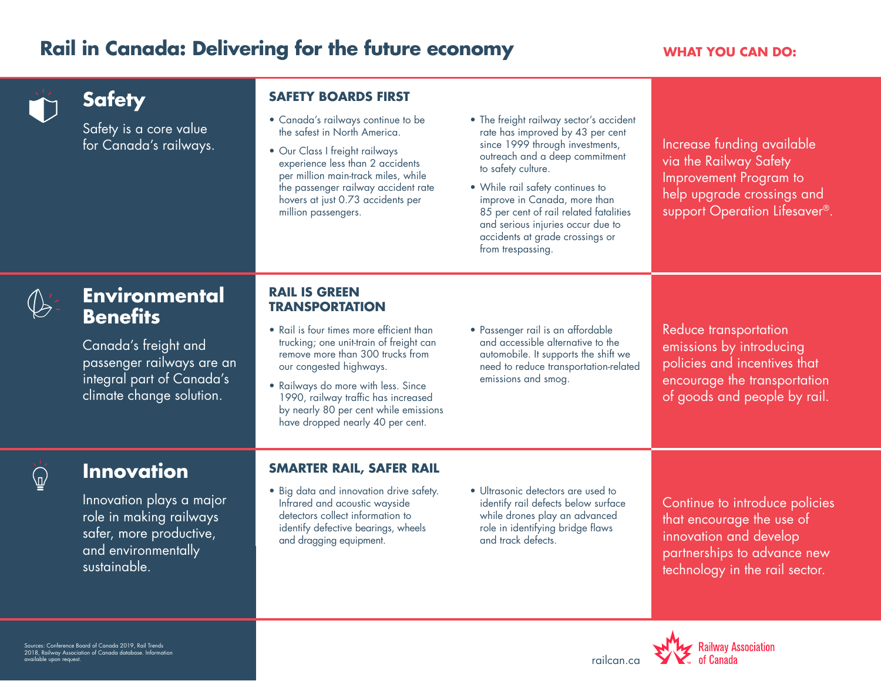# Rail in Canada: Delivering for the future economy

**WHAT YOU CAN DO:**

## Safety

Safety is a core value for Canada's railways.

### SAFETY BOARDS FIRST

- Canada's railways continue to be the safest in North America.
- Our Class I freight railways experience less than 2 accidents per million main-track miles, while the passenger railway accident rate hovers at just 0.73 accidents per million passengers.
- The freight railway sector's accident rate has improved by 43 per cent since 1999 through investments, outreach and a deep commitment to safety culture.
- While rail safety continues to improve in Canada, more than 85 per cent of rail related fatalities and serious injuries occur due to accidents at grade crossings or from trespassing.

Increase funding available via the Railway Safety Improvement Program to help upgrade crossings and support Operation Lifesaver®.

## Environmental Benefits

Canada's freight and passenger railways are an integral part of Canada's climate change solution.

### RAIL IS GREEN TRANSPORTATION

- Rail is four times more efficient than trucking; one unit-train of freight can remove more than 300 trucks from our congested highways.
- Railways do more with less. Since 1990, railway traffic has increased by nearly 80 per cent while emissions have dropped nearly 40 per cent.
- Passenger rail is an affordable and accessible alternative to the automobile. It supports the shift we need to reduce transportation-related emissions and smog.

Reduce transportation emissions by introducing policies and incentives that encourage the transportation of goods and people by rail.

## Innovation

Innovation plays a major role in making railways safer, more productive, and environmentally sustainable.

### SMARTER RAIL, SAFER RAIL

- Big data and innovation drive safety. Infrared and acoustic wayside detectors collect information to identify defective bearings, wheels and dragging equipment.
- Ultrasonic detectors are used to identify rail defects below surface while drones play an advanced role in identifying bridge flaws and track defects.

Continue to introduce policies that encourage the use of innovation and develop partnerships to advance new technology in the rail sector.

Sources: Conference Board of Canada 2019, Rail Trends 2018, Railway Association of Canada database. Information available upon request.

railcan.ca

Railway Association of Canada